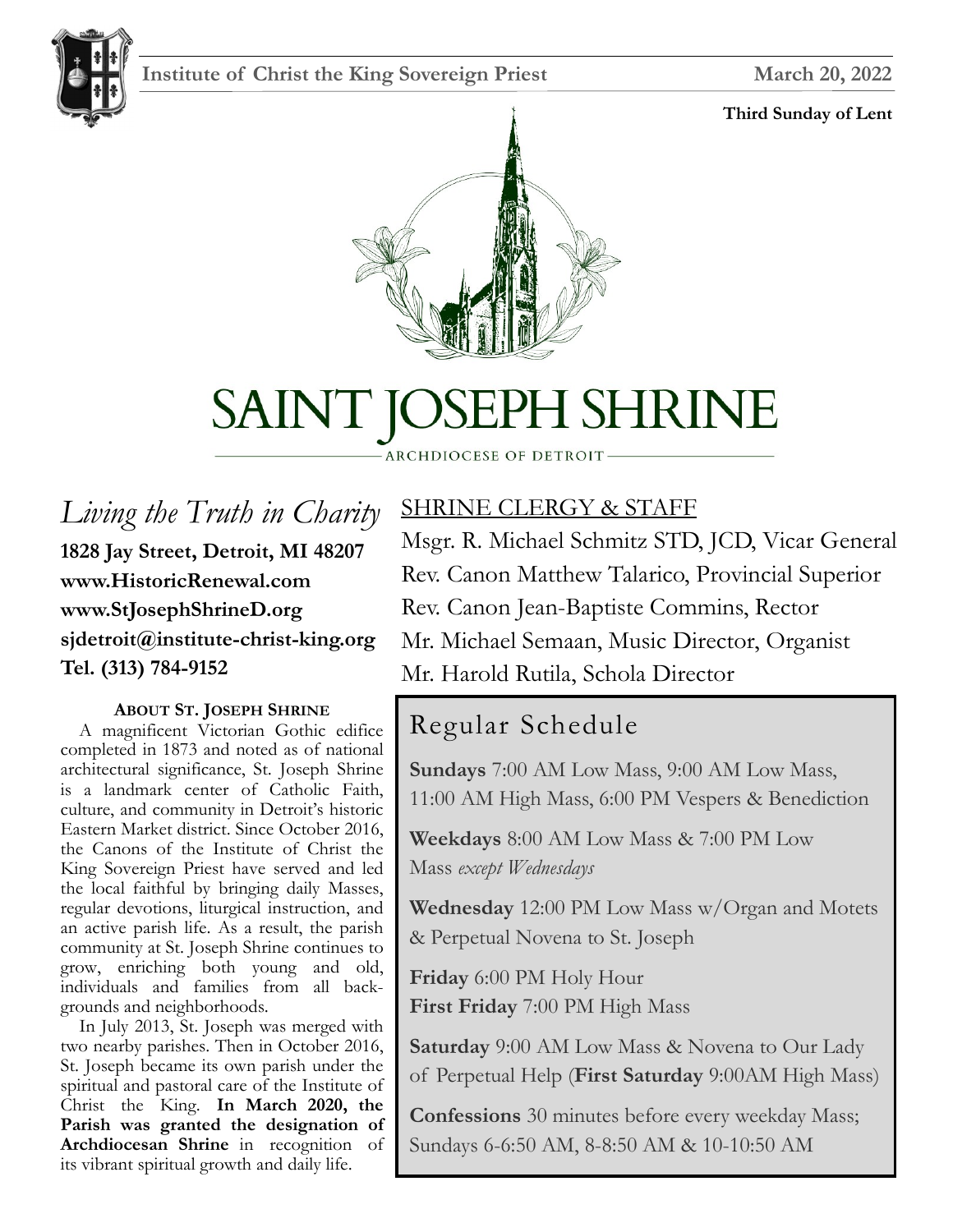**Institute of Christ the King Sovereign Priest** **March 20, 2022**

**Third Sunday of Lent**

# SAINT JOSEPH SHRINE

ARCHDIOCESE OF DETROIT

*Living the Truth in Charity*

**1828 Jay Street, Detroit, MI 48207**
**www.HistoricRenewal.com**
**www.StJosephShrineD.org**
**sjdetroit@institute-christ-king.org**
**Tel. (313) 784-9152**

**ABOUT ST. JOSEPH SHRINE**

A magnificent Victorian Gothic edifice completed in 1873 and noted as of national architectural significance, St. Joseph Shrine is a landmark center of Catholic Faith, culture, and community in Detroit's historic Eastern Market district. Since October 2016, the Canons of the Institute of Christ the King Sovereign Priest have served and led the local faithful by bringing daily Masses, regular devotions, liturgical instruction, and an active parish life. As a result, the parish community at St. Joseph Shrine continues to grow, enriching both young and old, individuals and families from all backgrounds and neighborhoods.

In July 2013, St. Joseph was merged with two nearby parishes. Then in October 2016, St. Joseph became its own parish under the spiritual and pastoral care of the Institute of Christ the King. **In March 2020, the Parish was granted the designation of Archdiocesan Shrine** in recognition of its vibrant spiritual growth and daily life.

## SHRINE CLERGY & STAFF

Msgr. R. Michael Schmitz STD, JCD, Vicar General
Rev. Canon Matthew Talarico, Provincial Superior
Rev. Canon Jean-Baptiste Commins, Rector
Mr. Michael Semaan, Music Director, Organist
Mr. Harold Rutila, Schola Director

## Regular Schedule

**Sundays** 7:00 AM Low Mass, 9:00 AM Low Mass, 11:00 AM High Mass, 6:00 PM Vespers & Benediction

**Weekdays** 8:00 AM Low Mass & 7:00 PM Low Mass *except Wednesdays*

**Wednesday** 12:00 PM Low Mass w/Organ and Motets & Perpetual Novena to St. Joseph

**Friday** 6:00 PM Holy Hour
**First Friday** 7:00 PM High Mass

**Saturday** 9:00 AM Low Mass & Novena to Our Lady of Perpetual Help (**First Saturday** 9:00AM High Mass)

**Confessions** 30 minutes before every weekday Mass; Sundays 6-6:50 AM, 8-8:50 AM & 10-10:50 AM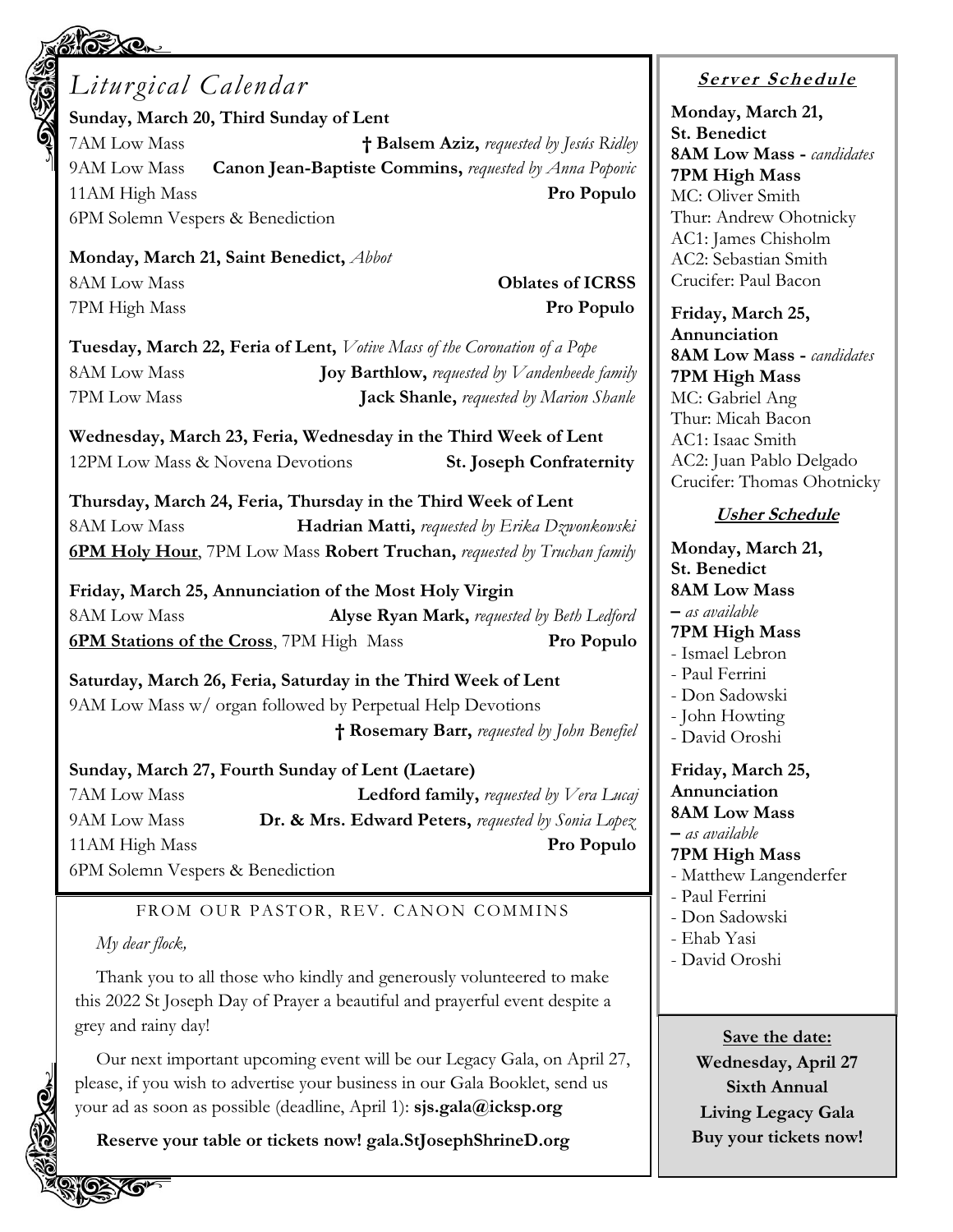# Liturgical Calendar

**Sunday, March 20, Third Sunday of Lent**

7AM Low Mass **† Balsem Aziz,** *requested by Jesús Ridley*

9AM Low Mass **Canon Jean-Baptiste Commins,** *requested by Anna Popovic*

11AM High Mass **Pro Populo**

6PM Solemn Vespers & Benediction

**Monday, March 21, Saint Benedict,** *Abbot*

8AM Low Mass **Oblates of ICRSS**

7PM High Mass **Pro Populo**

**Tuesday, March 22, Feria of Lent,** *Votive Mass of the Coronation of a Pope*

8AM Low Mass **Joy Barthlow,** *requested by Vandenheede family*

7PM Low Mass **Jack Shanle,** *requested by Marion Shanle*

**Wednesday, March 23, Feria, Wednesday in the Third Week of Lent**

12PM Low Mass & Novena Devotions **St. Joseph Confraternity**

**Thursday, March 24, Feria, Thursday in the Third Week of Lent**

8AM Low Mass **Hadrian Matti,** *requested by Erika Dzwonkowski*

**6PM Holy Hour**, 7PM Low Mass **Robert Truchan,** *requested by Truchan family*

**Friday, March 25, Annunciation of the Most Holy Virgin**

8AM Low Mass **Alyse Ryan Mark,** *requested by Beth Ledford*

**6PM Stations of the Cross**, 7PM High Mass **Pro Populo**

**Saturday, March 26, Feria, Saturday in the Third Week of Lent**

9AM Low Mass w/ organ followed by Perpetual Help Devotions

**† Rosemary Barr,** *requested by John Benefiel*

**Sunday, March 27, Fourth Sunday of Lent (Laetare)**

7AM Low Mass **Ledford family,** *requested by Vera Lucaj*

9AM Low Mass **Dr. & Mrs. Edward Peters,** *requested by Sonia Lopez*

11AM High Mass **Pro Populo**

6PM Solemn Vespers & Benediction

## FROM OUR PASTOR, REV. CANON COMMINS

*My dear flock,*

Thank you to all those who kindly and generously volunteered to make this 2022 St Joseph Day of Prayer a beautiful and prayerful event despite a grey and rainy day!

Our next important upcoming event will be our Legacy Gala, on April 27, please, if you wish to advertise your business in our Gala Booklet, send us your ad as soon as possible (deadline, April 1): **sjs.gala@icksp.org**

**Reserve your table or tickets now! gala.StJosephShrineD.org**

## Server Schedule

**Monday, March 21, St. Benedict**
**8AM Low Mass -** *candidates*
**7PM High Mass**
MC: Oliver Smith
Thur: Andrew Ohotnicky
AC1: James Chisholm
AC2: Sebastian Smith
Crucifer: Paul Bacon

**Friday, March 25, Annunciation**
**8AM Low Mass -** *candidates*
**7PM High Mass**
MC: Gabriel Ang
Thur: Micah Bacon
AC1: Isaac Smith
AC2: Juan Pablo Delgado
Crucifer: Thomas Ohotnicky

## Usher Schedule

**Monday, March 21, St. Benedict**
**8AM Low Mass –** *as available*
**7PM High Mass**
- Ismael Lebron
- Paul Ferrini
- Don Sadowski
- John Howting
- David Oroshi

**Friday, March 25, Annunciation**
**8AM Low Mass –** *as available*
**7PM High Mass**
- Matthew Langenderfer
- Paul Ferrini
- Don Sadowski
- Ehab Yasi
- David Oroshi

**Save the date:**
**Wednesday, April 27**
**Sixth Annual**
**Living Legacy Gala**
**Buy your tickets now!**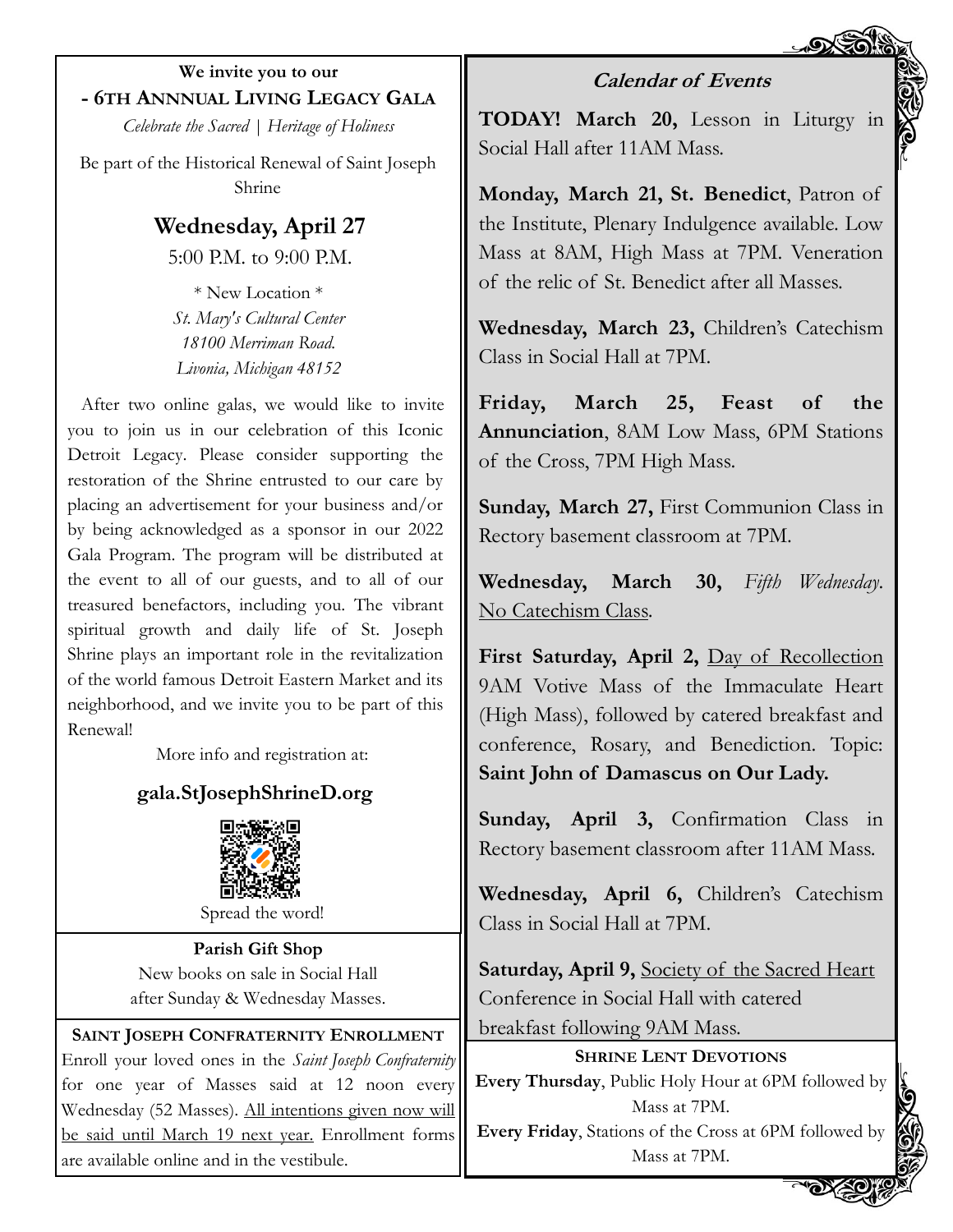We invite you to our

## - 6TH ANNNUAL LIVING LEGACY GALA

*Celebrate the Sacred | Heritage of Holiness*

Be part of the Historical Renewal of Saint Joseph Shrine

## Wednesday, April 27

5:00 P.M. to 9:00 P.M.

\* New Location \*

*St. Mary's Cultural Center*
*18100 Merriman Road.*
*Livonia, Michigan 48152*

After two online galas, we would like to invite you to join us in our celebration of this Iconic Detroit Legacy. Please consider supporting the restoration of the Shrine entrusted to our care by placing an advertisement for your business and/or by being acknowledged as a sponsor in our 2022 Gala Program. The program will be distributed at the event to all of our guests, and to all of our treasured benefactors, including you. The vibrant spiritual growth and daily life of St. Joseph Shrine plays an important role in the revitalization of the world famous Detroit Eastern Market and its neighborhood, and we invite you to be part of this Renewal!

More info and registration at:

**gala.StJosephShrineD.org**

Spread the word!

### Parish Gift Shop

New books on sale in Social Hall after Sunday & Wednesday Masses.

### SAINT JOSEPH CONFRATERNITY ENROLLMENT

Enroll your loved ones in the *Saint Joseph Confraternity* for one year of Masses said at 12 noon every Wednesday (52 Masses). <u>All intentions given now will be said until March 19 next year.</u> Enrollment forms are available online and in the vestibule.

## Calendar of Events

**TODAY! March 20,** Lesson in Liturgy in Social Hall after 11AM Mass.

**Monday, March 21, St. Benedict**, Patron of the Institute, Plenary Indulgence available. Low Mass at 8AM, High Mass at 7PM. Veneration of the relic of St. Benedict after all Masses.

**Wednesday, March 23,** Children's Catechism Class in Social Hall at 7PM.

**Friday, March 25, Feast of the Annunciation**, 8AM Low Mass, 6PM Stations of the Cross, 7PM High Mass.

**Sunday, March 27,** First Communion Class in Rectory basement classroom at 7PM.

**Wednesday, March 30,** *Fifth Wednesday*. <u>No Catechism Class</u>.

**First Saturday, April 2,** <u>Day of Recollection</u> 9AM Votive Mass of the Immaculate Heart (High Mass), followed by catered breakfast and conference, Rosary, and Benediction. Topic: **Saint John of Damascus on Our Lady.**

**Sunday, April 3,** Confirmation Class in Rectory basement classroom after 11AM Mass.

**Wednesday, April 6,** Children's Catechism Class in Social Hall at 7PM.

**Saturday, April 9,** <u>Society of the Sacred Heart</u> Conference in Social Hall with catered breakfast following 9AM Mass.

### SHRINE LENT DEVOTIONS

**Every Thursday**, Public Holy Hour at 6PM followed by Mass at 7PM.

**Every Friday**, Stations of the Cross at 6PM followed by Mass at 7PM.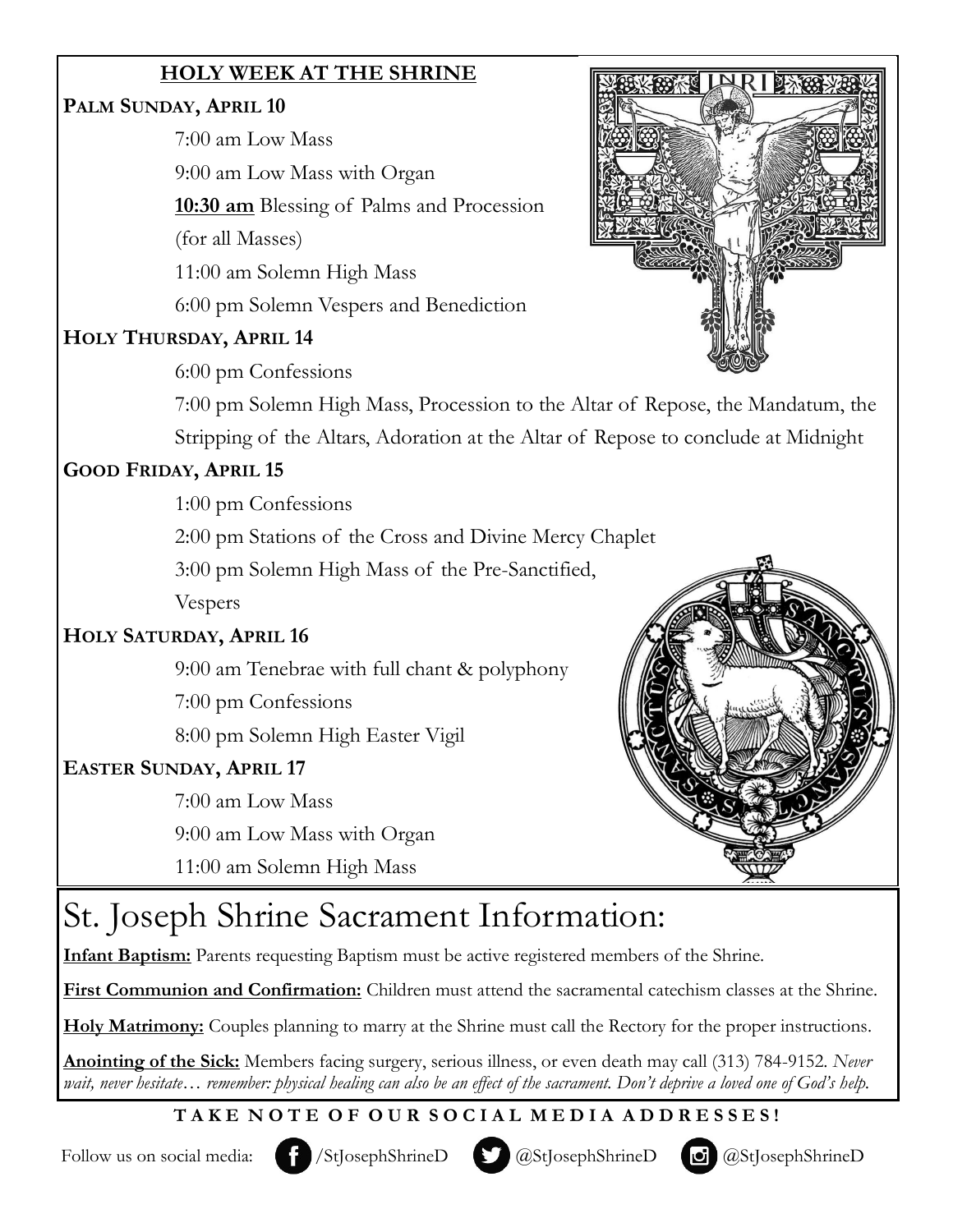## HOLY WEEK AT THE SHRINE

**PALM SUNDAY, APRIL 10**

7:00 am Low Mass

9:00 am Low Mass with Organ

**10:30 am** Blessing of Palms and Procession (for all Masses)

11:00 am Solemn High Mass

6:00 pm Solemn Vespers and Benediction

**HOLY THURSDAY, APRIL 14**

6:00 pm Confessions

7:00 pm Solemn High Mass, Procession to the Altar of Repose, the Mandatum, the Stripping of the Altars, Adoration at the Altar of Repose to conclude at Midnight

**GOOD FRIDAY, APRIL 15**

1:00 pm Confessions

2:00 pm Stations of the Cross and Divine Mercy Chaplet

3:00 pm Solemn High Mass of the Pre-Sanctified, Vespers

**HOLY SATURDAY, APRIL 16**

9:00 am Tenebrae with full chant & polyphony

7:00 pm Confessions

8:00 pm Solemn High Easter Vigil

**EASTER SUNDAY, APRIL 17**

7:00 am Low Mass

9:00 am Low Mass with Organ

11:00 am Solemn High Mass

# St. Joseph Shrine Sacrament Information:

**Infant Baptism:** Parents requesting Baptism must be active registered members of the Shrine.

**First Communion and Confirmation:** Children must attend the sacramental catechism classes at the Shrine.

**Holy Matrimony:** Couples planning to marry at the Shrine must call the Rectory for the proper instructions.

**Anointing of the Sick:** Members facing surgery, serious illness, or even death may call (313) 784-9152. *Never wait, never hesitate… remember: physical healing can also be an effect of the sacrament. Don't deprive a loved one of God's help.*

**TAKE NOTE OF OUR SOCIAL MEDIA ADDRESSES!**

Follow us on social media: /StJosephShrineD @StJosephShrineD @StJosephShrineD